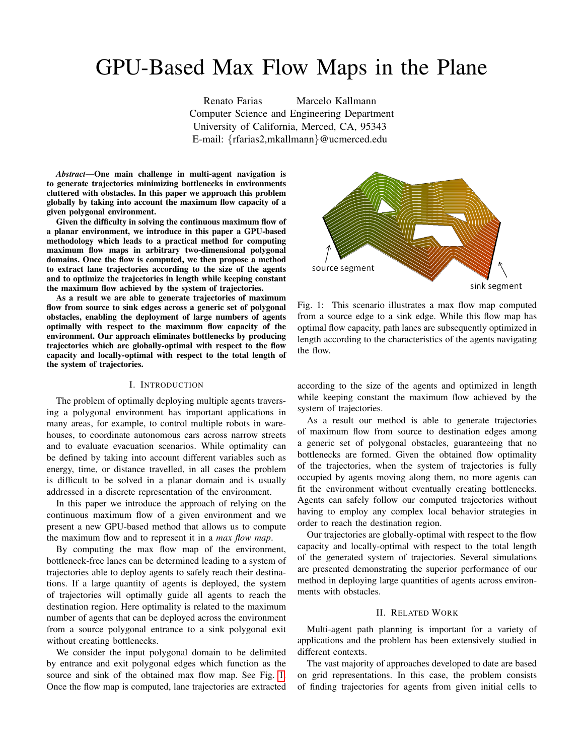# GPU-Based Max Flow Maps in the Plane

Renato Farias Marcelo Kallmann
Computer Science and Engineering Department
University of California, Merced, CA, 95343
E-mail: {rfarias2,mkallmann}@ucmerced.edu

***Abstract*—One main challenge in multi-agent navigation is to generate trajectories minimizing bottlenecks in environments cluttered with obstacles. In this paper we approach this problem globally by taking into account the maximum flow capacity of a given polygonal environment.**

**Given the difficulty in solving the continuous maximum flow of a planar environment, we introduce in this paper a GPU-based methodology which leads to a practical method for computing maximum flow maps in arbitrary two-dimensional polygonal domains. Once the flow is computed, we then propose a method to extract lane trajectories according to the size of the agents and to optimize the trajectories in length while keeping constant the maximum flow achieved by the system of trajectories.**

**As a result we are able to generate trajectories of maximum flow from source to sink edges across a generic set of polygonal obstacles, enabling the deployment of large numbers of agents optimally with respect to the maximum flow capacity of the environment. Our approach eliminates bottlenecks by producing trajectories which are globally-optimal with respect to the flow capacity and locally-optimal with respect to the total length of the system of trajectories.**

## I. Introduction

The problem of optimally deploying multiple agents traversing a polygonal environment has important applications in many areas, for example, to control multiple robots in warehouses, to coordinate autonomous cars across narrow streets and to evaluate evacuation scenarios. While optimality can be defined by taking into account different variables such as energy, time, or distance travelled, in all cases the problem is difficult to be solved in a planar domain and is usually addressed in a discrete representation of the environment.

In this paper we introduce the approach of relying on the continuous maximum flow of a given environment and we present a new GPU-based method that allows us to compute the maximum flow and to represent it in a *max flow map*.

By computing the max flow map of the environment, bottleneck-free lanes can be determined leading to a system of trajectories able to deploy agents to safely reach their destinations. If a large quantity of agents is deployed, the system of trajectories will optimally guide all agents to reach the destination region. Here optimality is related to the maximum number of agents that can be deployed across the environment from a source polygonal entrance to a sink polygonal exit without creating bottlenecks.

We consider the input polygonal domain to be delimited by entrance and exit polygonal edges which function as the source and sink of the obtained max flow map. See Fig. 1. Once the flow map is computed, lane trajectories are extracted according to the size of the agents and optimized in length while keeping constant the maximum flow achieved by the system of trajectories.

source segment

sink segment

Fig. 1: This scenario illustrates a max flow map computed from a source edge to a sink edge. While this flow map has optimal flow capacity, path lanes are subsequently optimized in length according to the characteristics of the agents navigating the flow.

As a result our method is able to generate trajectories of maximum flow from source to destination edges among a generic set of polygonal obstacles, guaranteeing that no bottlenecks are formed. Given the obtained flow optimality of the trajectories, when the system of trajectories is fully occupied by agents moving along them, no more agents can fit the environment without eventually creating bottlenecks. Agents can safely follow our computed trajectories without having to employ any complex local behavior strategies in order to reach the destination region.

Our trajectories are globally-optimal with respect to the flow capacity and locally-optimal with respect to the total length of the generated system of trajectories. Several simulations are presented demonstrating the superior performance of our method in deploying large quantities of agents across environments with obstacles.

## II. Related Work

Multi-agent path planning is important for a variety of applications and the problem has been extensively studied in different contexts.

The vast majority of approaches developed to date are based on grid representations. In this case, the problem consists of finding trajectories for agents from given initial cells to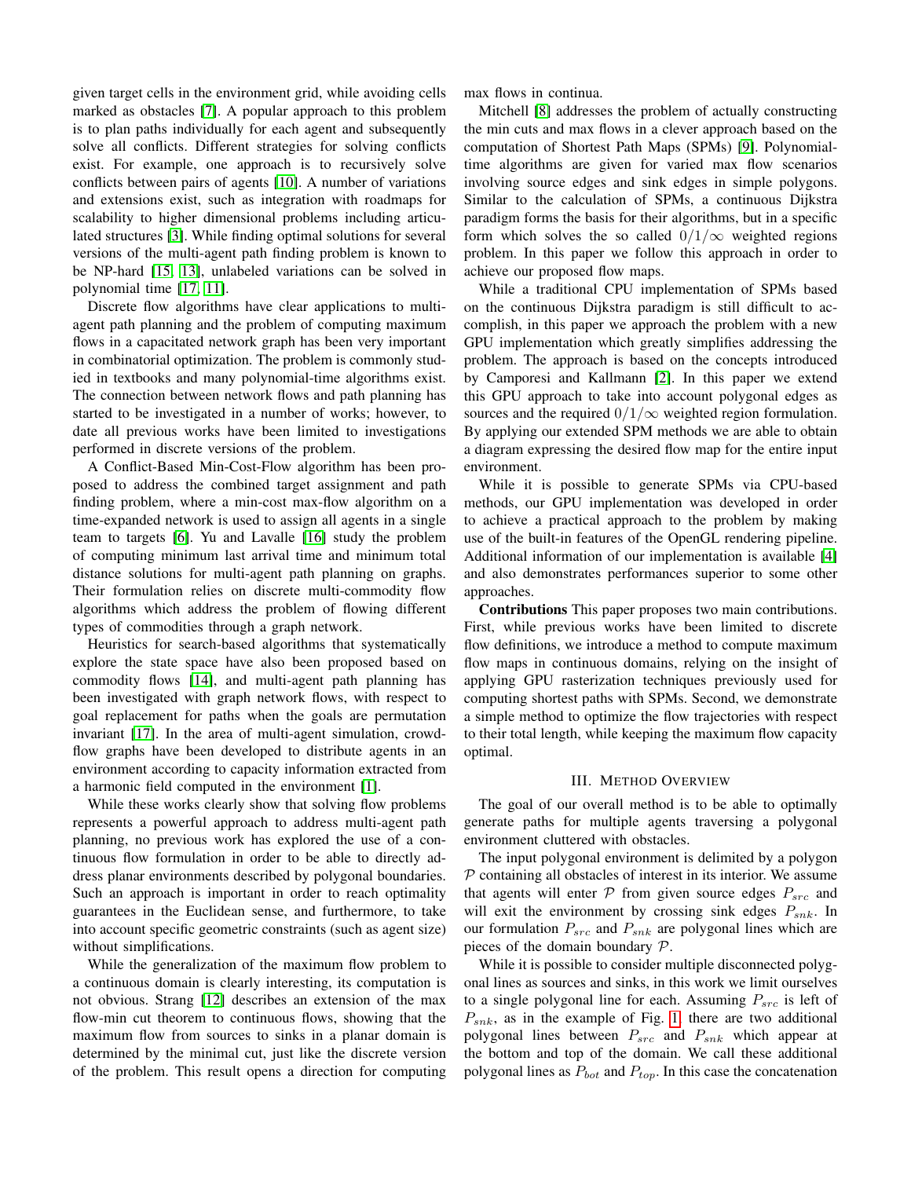given target cells in the environment grid, while avoiding cells marked as obstacles [7]. A popular approach to this problem is to plan paths individually for each agent and subsequently solve all conflicts. Different strategies for solving conflicts exist. For example, one approach is to recursively solve conflicts between pairs of agents [10]. A number of variations and extensions exist, such as integration with roadmaps for scalability to higher dimensional problems including articulated structures [3]. While finding optimal solutions for several versions of the multi-agent path finding problem is known to be NP-hard [15, 13], unlabeled variations can be solved in polynomial time [17, 11].

Discrete flow algorithms have clear applications to multi-agent path planning and the problem of computing maximum flows in a capacitated network graph has been very important in combinatorial optimization. The problem is commonly studied in textbooks and many polynomial-time algorithms exist. The connection between network flows and path planning has started to be investigated in a number of works; however, to date all previous works have been limited to investigations performed in discrete versions of the problem.

A Conflict-Based Min-Cost-Flow algorithm has been proposed to address the combined target assignment and path finding problem, where a min-cost max-flow algorithm on a time-expanded network is used to assign all agents in a single team to targets [6]. Yu and Lavalle [16] study the problem of computing minimum last arrival time and minimum total distance solutions for multi-agent path planning on graphs. Their formulation relies on discrete multi-commodity flow algorithms which address the problem of flowing different types of commodities through a graph network.

Heuristics for search-based algorithms that systematically explore the state space have also been proposed based on commodity flows [14], and multi-agent path planning has been investigated with graph network flows, with respect to goal replacement for paths when the goals are permutation invariant [17]. In the area of multi-agent simulation, crowd-flow graphs have been developed to distribute agents in an environment according to capacity information extracted from a harmonic field computed in the environment [1].

While these works clearly show that solving flow problems represents a powerful approach to address multi-agent path planning, no previous work has explored the use of a continuous flow formulation in order to be able to directly address planar environments described by polygonal boundaries. Such an approach is important in order to reach optimality guarantees in the Euclidean sense, and furthermore, to take into account specific geometric constraints (such as agent size) without simplifications.

While the generalization of the maximum flow problem to a continuous domain is clearly interesting, its computation is not obvious. Strang [12] describes an extension of the max flow-min cut theorem to continuous flows, showing that the maximum flow from sources to sinks in a planar domain is determined by the minimal cut, just like the discrete version of the problem. This result opens a direction for computing max flows in continua.

Mitchell [8] addresses the problem of actually constructing the min cuts and max flows in a clever approach based on the computation of Shortest Path Maps (SPMs) [9]. Polynomial-time algorithms are given for varied max flow scenarios involving source edges and sink edges in simple polygons. Similar to the calculation of SPMs, a continuous Dijkstra paradigm forms the basis for their algorithms, but in a specific form which solves the so called $0/1/\infty$ weighted regions problem. In this paper we follow this approach in order to achieve our proposed flow maps.

While a traditional CPU implementation of SPMs based on the continuous Dijkstra paradigm is still difficult to accomplish, in this paper we approach the problem with a new GPU implementation which greatly simplifies addressing the problem. The approach is based on the concepts introduced by Camporesi and Kallmann [2]. In this paper we extend this GPU approach to take into account polygonal edges as sources and the required $0/1/\infty$ weighted region formulation. By applying our extended SPM methods we are able to obtain a diagram expressing the desired flow map for the entire input environment.

While it is possible to generate SPMs via CPU-based methods, our GPU implementation was developed in order to achieve a practical approach to the problem by making use of the built-in features of the OpenGL rendering pipeline. Additional information of our implementation is available [4] and also demonstrates performances superior to some other approaches.

**Contributions** This paper proposes two main contributions. First, while previous works have been limited to discrete flow definitions, we introduce a method to compute maximum flow maps in continuous domains, relying on the insight of applying GPU rasterization techniques previously used for computing shortest paths with SPMs. Second, we demonstrate a simple method to optimize the flow trajectories with respect to their total length, while keeping the maximum flow capacity optimal.

## III. Method Overview

The goal of our overall method is to be able to optimally generate paths for multiple agents traversing a polygonal environment cluttered with obstacles.

The input polygonal environment is delimited by a polygon $\mathcal{P}$ containing all obstacles of interest in its interior. We assume that agents will enter $\mathcal{P}$ from given source edges $P_{src}$ and will exit the environment by crossing sink edges $P_{snk}$. In our formulation $P_{src}$ and $P_{snk}$ are polygonal lines which are pieces of the domain boundary $\mathcal{P}$.

While it is possible to consider multiple disconnected polygonal lines as sources and sinks, in this work we limit ourselves to a single polygonal line for each. Assuming $P_{src}$ is left of $P_{snk}$, as in the example of Fig. 1, there are two additional polygonal lines between $P_{src}$ and $P_{snk}$ which appear at the bottom and top of the domain. We call these additional polygonal lines as $P_{bot}$ and $P_{top}$. In this case the concatenation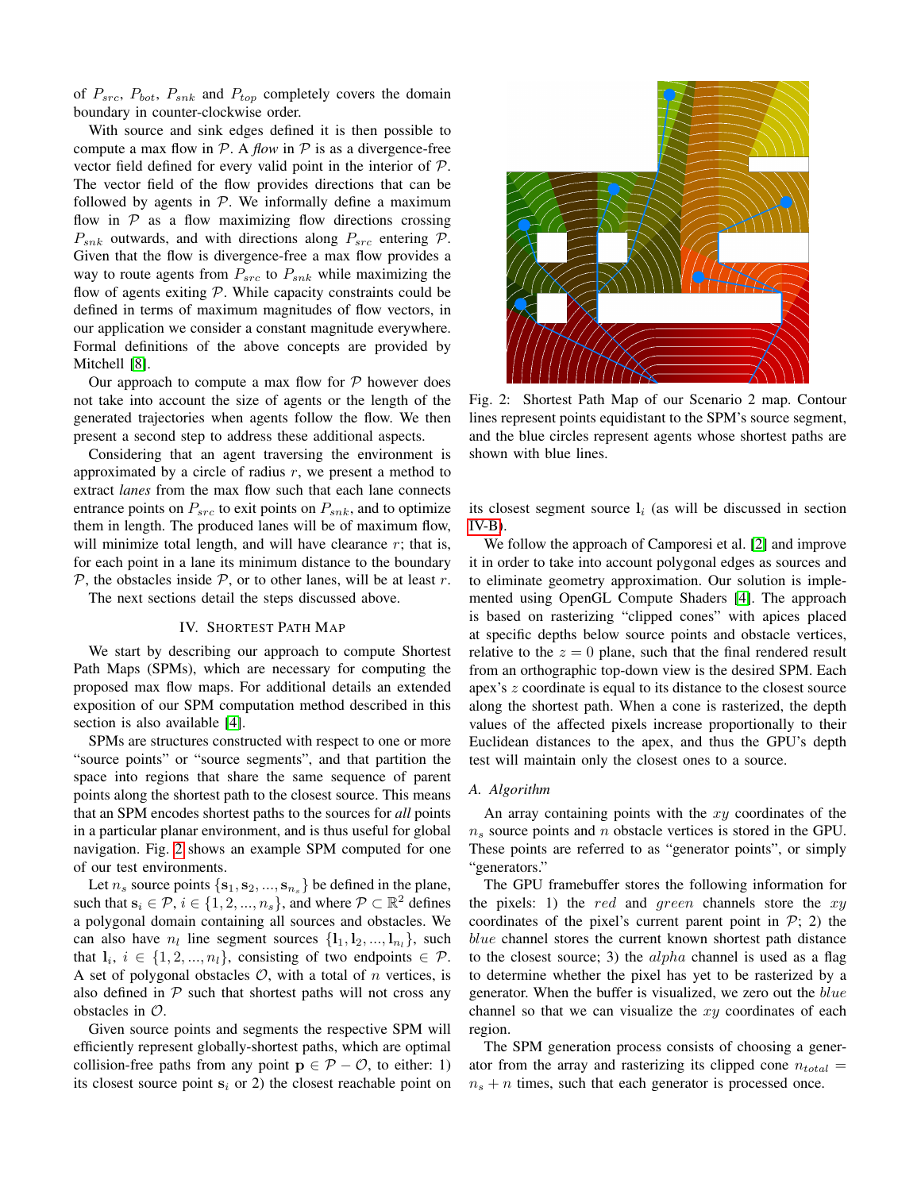of $P_{src}$, $P_{bot}$, $P_{snk}$ and $P_{top}$ completely covers the domain boundary in counter-clockwise order.

With source and sink edges defined it is then possible to compute a max flow in $\mathcal{P}$. A *flow* in $\mathcal{P}$ is as a divergence-free vector field defined for every valid point in the interior of $\mathcal{P}$. The vector field of the flow provides directions that can be followed by agents in $\mathcal{P}$. We informally define a maximum flow in $\mathcal{P}$ as a flow maximizing flow directions crossing $P_{snk}$ outwards, and with directions along $P_{src}$ entering $\mathcal{P}$. Given that the flow is divergence-free a max flow provides a way to route agents from $P_{src}$ to $P_{snk}$ while maximizing the flow of agents exiting $\mathcal{P}$. While capacity constraints could be defined in terms of maximum magnitudes of flow vectors, in our application we consider a constant magnitude everywhere. Formal definitions of the above concepts are provided by Mitchell [8].

Our approach to compute a max flow for $\mathcal{P}$ however does not take into account the size of agents or the length of the generated trajectories when agents follow the flow. We then present a second step to address these additional aspects.

Considering that an agent traversing the environment is approximated by a circle of radius $r$, we present a method to extract *lanes* from the max flow such that each lane connects entrance points on $P_{src}$ to exit points on $P_{snk}$, and to optimize them in length. The produced lanes will be of maximum flow, will minimize total length, and will have clearance $r$; that is, for each point in a lane its minimum distance to the boundary $\mathcal{P}$, the obstacles inside $\mathcal{P}$, or to other lanes, will be at least $r$.

The next sections detail the steps discussed above.

## IV. Shortest Path Map

We start by describing our approach to compute Shortest Path Maps (SPMs), which are necessary for computing the proposed max flow maps. For additional details an extended exposition of our SPM computation method described in this section is also available [4].

SPMs are structures constructed with respect to one or more "source points" or "source segments", and that partition the space into regions that share the same sequence of parent points along the shortest path to the closest source. This means that an SPM encodes shortest paths to the sources for *all* points in a particular planar environment, and is thus useful for global navigation. Fig. 2 shows an example SPM computed for one of our test environments.

Let $n_s$ source points $\{\mathbf{s}_1, \mathbf{s}_2, ..., \mathbf{s}_{n_s}\}$ be defined in the plane, such that $\mathbf{s}_i \in \mathcal{P}$, $i \in \{1, 2, ..., n_s\}$, and where $\mathcal{P} \subset \mathbb{R}^2$ defines a polygonal domain containing all sources and obstacles. We can also have $n_l$ line segment sources $\{\mathbf{l}_1, \mathbf{l}_2, ..., \mathbf{l}_{n_l}\}$, such that $\mathbf{l}_i$, $i \in \{1, 2, ..., n_l\}$, consisting of two endpoints $\in \mathcal{P}$. A set of polygonal obstacles $\mathcal{O}$, with a total of $n$ vertices, is also defined in $\mathcal{P}$ such that shortest paths will not cross any obstacles in $\mathcal{O}$.

Given source points and segments the respective SPM will efficiently represent globally-shortest paths, which are optimal collision-free paths from any point $\mathbf{p} \in \mathcal{P} - \mathcal{O}$, to either: 1) its closest source point $\mathbf{s}_i$ or 2) the closest reachable point on its closest segment source $\mathbf{l}_i$ (as will be discussed in section IV-B).

Fig. 2: Shortest Path Map of our Scenario 2 map. Contour lines represent points equidistant to the SPM's source segment, and the blue circles represent agents whose shortest paths are shown with blue lines.

We follow the approach of Camporesi et al. [2] and improve it in order to take into account polygonal edges as sources and to eliminate geometry approximation. Our solution is implemented using OpenGL Compute Shaders [4]. The approach is based on rasterizing "clipped cones" with apices placed at specific depths below source points and obstacle vertices, relative to the $z = 0$ plane, such that the final rendered result from an orthographic top-down view is the desired SPM. Each apex's $z$ coordinate is equal to its distance to the closest source along the shortest path. When a cone is rasterized, the depth values of the affected pixels increase proportionally to their Euclidean distances to the apex, and thus the GPU's depth test will maintain only the closest ones to a source.

### A. Algorithm

An array containing points with the $xy$ coordinates of the $n_s$ source points and $n$ obstacle vertices is stored in the GPU. These points are referred to as "generator points", or simply "generators."

The GPU framebuffer stores the following information for the pixels: 1) the $red$ and $green$ channels store the $xy$ coordinates of the pixel's current parent point in $\mathcal{P}$; 2) the $blue$ channel stores the current known shortest path distance to the closest source; 3) the $alpha$ channel is used as a flag to determine whether the pixel has yet to be rasterized by a generator. When the buffer is visualized, we zero out the $blue$ channel so that we can visualize the $xy$ coordinates of each region.

The SPM generation process consists of choosing a generator from the array and rasterizing its clipped cone $n_{total} = n_s + n$ times, such that each generator is processed once.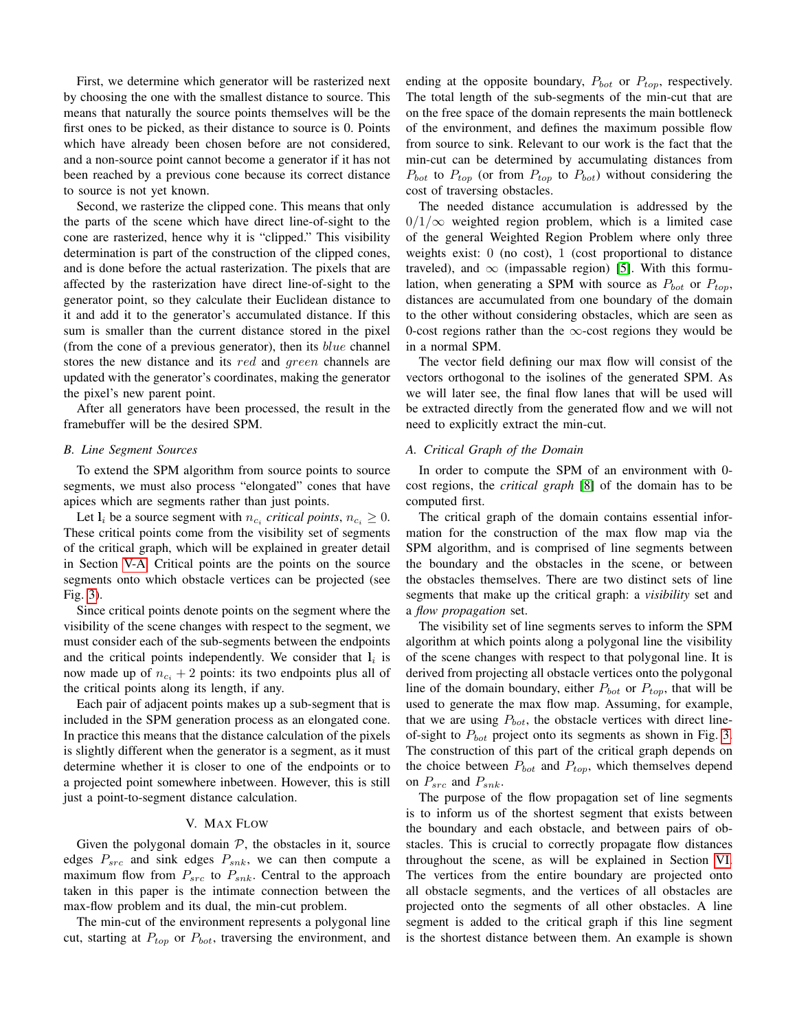First, we determine which generator will be rasterized next by choosing the one with the smallest distance to source. This means that naturally the source points themselves will be the first ones to be picked, as their distance to source is 0. Points which have already been chosen before are not considered, and a non-source point cannot become a generator if it has not been reached by a previous cone because its correct distance to source is not yet known.

Second, we rasterize the clipped cone. This means that only the parts of the scene which have direct line-of-sight to the cone are rasterized, hence why it is "clipped." This visibility determination is part of the construction of the clipped cones, and is done before the actual rasterization. The pixels that are affected by the rasterization have direct line-of-sight to the generator point, so they calculate their Euclidean distance to it and add it to the generator's accumulated distance. If this sum is smaller than the current distance stored in the pixel (from the cone of a previous generator), then its *blue* channel stores the new distance and its *red* and *green* channels are updated with the generator's coordinates, making the generator the pixel's new parent point.

After all generators have been processed, the result in the framebuffer will be the desired SPM.

### B. Line Segment Sources

To extend the SPM algorithm from source points to source segments, we must also process "elongated" cones that have apices which are segments rather than just points.

Let $\mathbf{l}_i$ be a source segment with $n_{c_i}$ *critical points*, $n_{c_i} \geq 0$. These critical points come from the visibility set of segments of the critical graph, which will be explained in greater detail in Section V-A. Critical points are the points on the source segments onto which obstacle vertices can be projected (see Fig. 3).

Since critical points denote points on the segment where the visibility of the scene changes with respect to the segment, we must consider each of the sub-segments between the endpoints and the critical points independently. We consider that $\mathbf{l}_i$ is now made up of $n_{c_i} + 2$ points: its two endpoints plus all of the critical points along its length, if any.

Each pair of adjacent points makes up a sub-segment that is included in the SPM generation process as an elongated cone. In practice this means that the distance calculation of the pixels is slightly different when the generator is a segment, as it must determine whether it is closer to one of the endpoints or to a projected point somewhere inbetween. However, this is still just a point-to-segment distance calculation.

## V. Max Flow

Given the polygonal domain $\mathcal{P}$, the obstacles in it, source edges $P_{src}$ and sink edges $P_{snk}$, we can then compute a maximum flow from $P_{src}$ to $P_{snk}$. Central to the approach taken in this paper is the intimate connection between the max-flow problem and its dual, the min-cut problem.

The min-cut of the environment represents a polygonal line cut, starting at $P_{top}$ or $P_{bot}$, traversing the environment, and ending at the opposite boundary, $P_{bot}$ or $P_{top}$, respectively. The total length of the sub-segments of the min-cut that are on the free space of the domain represents the main bottleneck of the environment, and defines the maximum possible flow from source to sink. Relevant to our work is the fact that the min-cut can be determined by accumulating distances from $P_{bot}$ to $P_{top}$ (or from $P_{top}$ to $P_{bot}$) without considering the cost of traversing obstacles.

The needed distance accumulation is addressed by the $0/1/\infty$ weighted region problem, which is a limited case of the general Weighted Region Problem where only three weights exist: $0$ (no cost), $1$ (cost proportional to distance traveled), and $\infty$ (impassable region) [5]. With this formulation, when generating a SPM with source as $P_{bot}$ or $P_{top}$, distances are accumulated from one boundary of the domain to the other without considering obstacles, which are seen as 0-cost regions rather than the $\infty$-cost regions they would be in a normal SPM.

The vector field defining our max flow will consist of the vectors orthogonal to the isolines of the generated SPM. As we will later see, the final flow lanes that will be used will be extracted directly from the generated flow and we will not need to explicitly extract the min-cut.

### A. Critical Graph of the Domain

In order to compute the SPM of an environment with 0-cost regions, the *critical graph* [8] of the domain has to be computed first.

The critical graph of the domain contains essential information for the construction of the max flow map via the SPM algorithm, and is comprised of line segments between the boundary and the obstacles in the scene, or between the obstacles themselves. There are two distinct sets of line segments that make up the critical graph: a *visibility* set and a *flow propagation* set.

The visibility set of line segments serves to inform the SPM algorithm at which points along a polygonal line the visibility of the scene changes with respect to that polygonal line. It is derived from projecting all obstacle vertices onto the polygonal line of the domain boundary, either $P_{bot}$ or $P_{top}$, that will be used to generate the max flow map. Assuming, for example, that we are using $P_{bot}$, the obstacle vertices with direct line-of-sight to $P_{bot}$ project onto its segments as shown in Fig. 3. The construction of this part of the critical graph depends on the choice between $P_{bot}$ and $P_{top}$, which themselves depend on $P_{src}$ and $P_{snk}$.

The purpose of the flow propagation set of line segments is to inform us of the shortest segment that exists between the boundary and each obstacle, and between pairs of obstacles. This is crucial to correctly propagate flow distances throughout the scene, as will be explained in Section VI. The vertices from the entire boundary are projected onto all obstacle segments, and the vertices of all obstacles are projected onto the segments of all other obstacles. A line segment is added to the critical graph if this line segment is the shortest distance between them. An example is shown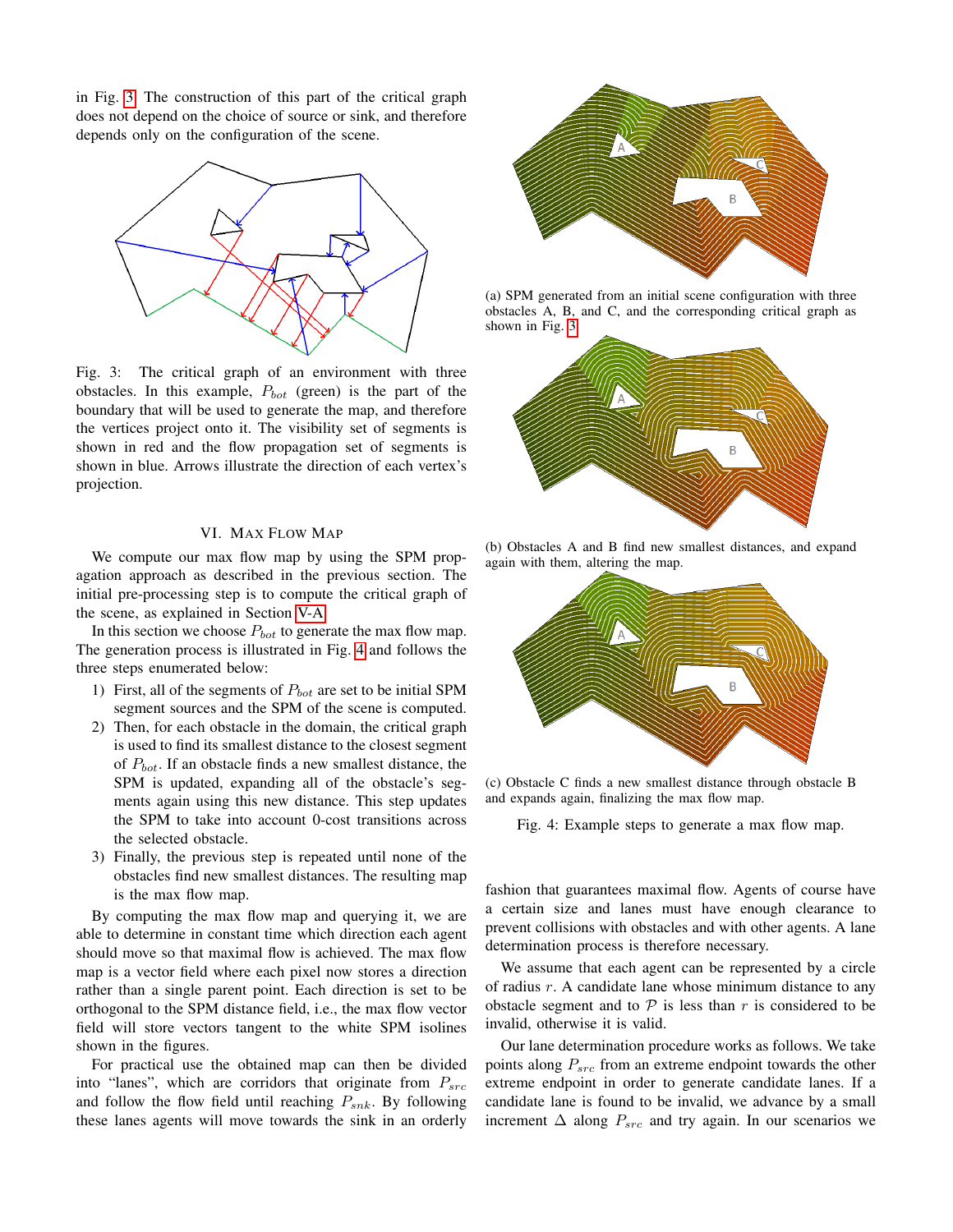in Fig. 3. The construction of this part of the critical graph does not depend on the choice of source or sink, and therefore depends only on the configuration of the scene.

Fig. 3: The critical graph of an environment with three obstacles. In this example, $P_{bot}$ (green) is the part of the boundary that will be used to generate the map, and therefore the vertices project onto it. The visibility set of segments is shown in red and the flow propagation set of segments is shown in blue. Arrows illustrate the direction of each vertex's projection.

## VI. Max Flow Map

We compute our max flow map by using the SPM propagation approach as described in the previous section. The initial pre-processing step is to compute the critical graph of the scene, as explained in Section V-A.

In this section we choose $P_{bot}$ to generate the max flow map. The generation process is illustrated in Fig. 4 and follows the three steps enumerated below:

1) First, all of the segments of $P_{bot}$ are set to be initial SPM segment sources and the SPM of the scene is computed.
2) Then, for each obstacle in the domain, the critical graph is used to find its smallest distance to the closest segment of $P_{bot}$. If an obstacle finds a new smallest distance, the SPM is updated, expanding all of the obstacle's segments again using this new distance. This step updates the SPM to take into account 0-cost transitions across the selected obstacle.
3) Finally, the previous step is repeated until none of the obstacles find new smallest distances. The resulting map is the max flow map.

By computing the max flow map and querying it, we are able to determine in constant time which direction each agent should move so that maximal flow is achieved. The max flow map is a vector field where each pixel now stores a direction rather than a single parent point. Each direction is set to be orthogonal to the SPM distance field, i.e., the max flow vector field will store vectors tangent to the white SPM isolines shown in the figures.

For practical use the obtained map can then be divided into "lanes", which are corridors that originate from $P_{src}$ and follow the flow field until reaching $P_{snk}$. By following these lanes agents will move towards the sink in an orderly fashion that guarantees maximal flow. Agents of course have a certain size and lanes must have enough clearance to prevent collisions with obstacles and with other agents. A lane determination process is therefore necessary.

(a) SPM generated from an initial scene configuration with three obstacles A, B, and C, and the corresponding critical graph as shown in Fig. 3.

(b) Obstacles A and B find new smallest distances, and expand again with them, altering the map.

(c) Obstacle C finds a new smallest distance through obstacle B and expands again, finalizing the max flow map.

Fig. 4: Example steps to generate a max flow map.

We assume that each agent can be represented by a circle of radius $r$. A candidate lane whose minimum distance to any obstacle segment and to $\mathcal{P}$ is less than $r$ is considered to be invalid, otherwise it is valid.

Our lane determination procedure works as follows. We take points along $P_{src}$ from an extreme endpoint towards the other extreme endpoint in order to generate candidate lanes. If a candidate lane is found to be invalid, we advance by a small increment $\Delta$ along $P_{src}$ and try again. In our scenarios we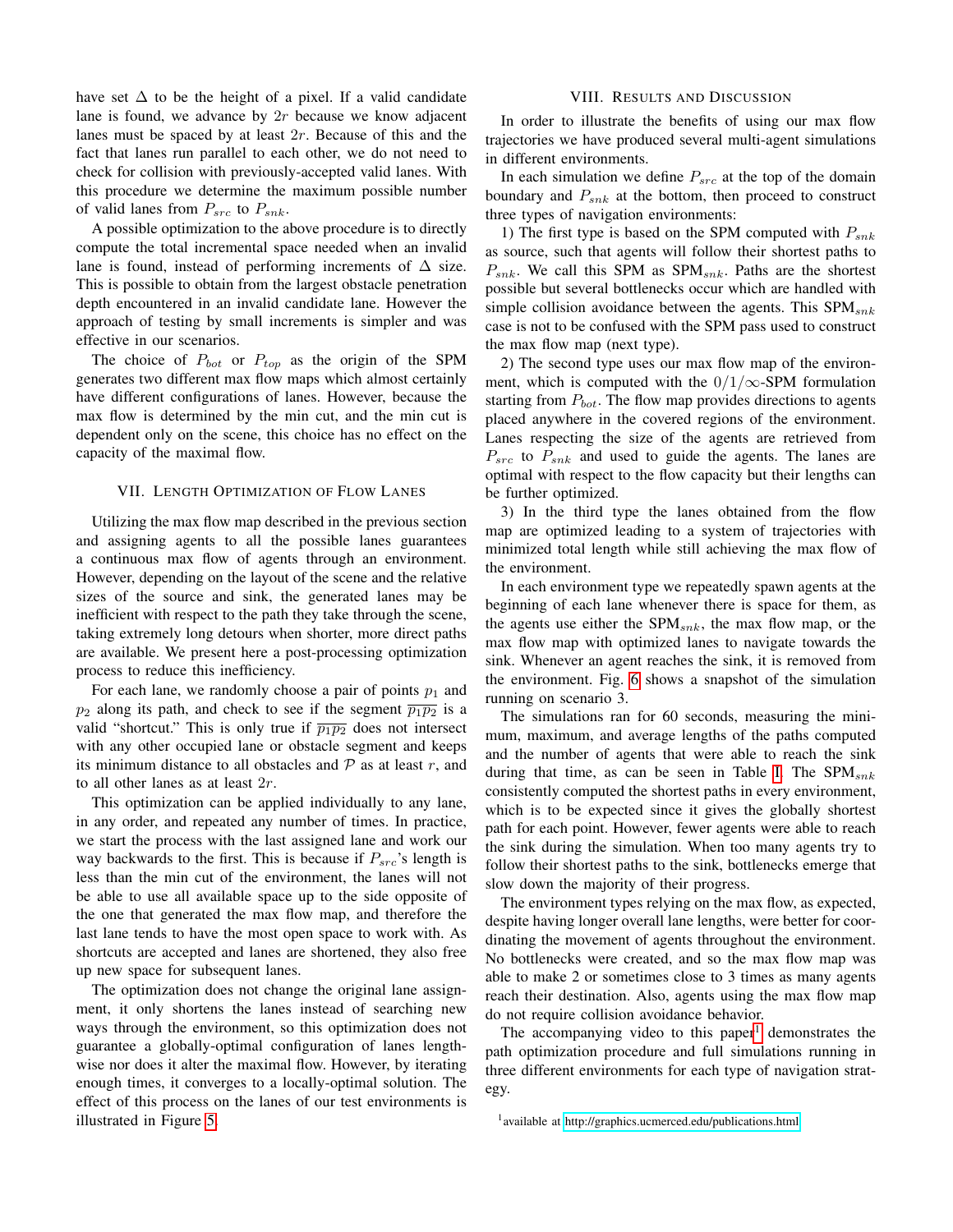have set $\Delta$ to be the height of a pixel. If a valid candidate lane is found, we advance by $2r$ because we know adjacent lanes must be spaced by at least $2r$. Because of this and the fact that lanes run parallel to each other, we do not need to check for collision with previously-accepted valid lanes. With this procedure we determine the maximum possible number of valid lanes from $P_{src}$ to $P_{snk}$.

A possible optimization to the above procedure is to directly compute the total incremental space needed when an invalid lane is found, instead of performing increments of $\Delta$ size. This is possible to obtain from the largest obstacle penetration depth encountered in an invalid candidate lane. However the approach of testing by small increments is simpler and was effective in our scenarios.

The choice of $P_{bot}$ or $P_{top}$ as the origin of the SPM generates two different max flow maps which almost certainly have different configurations of lanes. However, because the max flow is determined by the min cut, and the min cut is dependent only on the scene, this choice has no effect on the capacity of the maximal flow.

## VII. Length Optimization of Flow Lanes

Utilizing the max flow map described in the previous section and assigning agents to all the possible lanes guarantees a continuous max flow of agents through an environment. However, depending on the layout of the scene and the relative sizes of the source and sink, the generated lanes may be inefficient with respect to the path they take through the scene, taking extremely long detours when shorter, more direct paths are available. We present here a post-processing optimization process to reduce this inefficiency.

For each lane, we randomly choose a pair of points $p_1$ and $p_2$ along its path, and check to see if the segment $\overline{p_1 p_2}$ is a valid "shortcut." This is only true if $\overline{p_1 p_2}$ does not intersect with any other occupied lane or obstacle segment and keeps its minimum distance to all obstacles and $\mathcal{P}$ as at least $r$, and to all other lanes as at least $2r$.

This optimization can be applied individually to any lane, in any order, and repeated any number of times. In practice, we start the process with the last assigned lane and work our way backwards to the first. This is because if $P_{src}$'s length is less than the min cut of the environment, the lanes will not be able to use all available space up to the side opposite of the one that generated the max flow map, and therefore the last lane tends to have the most open space to work with. As shortcuts are accepted and lanes are shortened, they also free up new space for subsequent lanes.

The optimization does not change the original lane assignment, it only shortens the lanes instead of searching new ways through the environment, so this optimization does not guarantee a globally-optimal configuration of lanes length-wise nor does it alter the maximal flow. However, by iterating enough times, it converges to a locally-optimal solution. The effect of this process on the lanes of our test environments is illustrated in Figure 5.

## VIII. Results and Discussion

In order to illustrate the benefits of using our max flow trajectories we have produced several multi-agent simulations in different environments.

In each simulation we define $P_{src}$ at the top of the domain boundary and $P_{snk}$ at the bottom, then proceed to construct three types of navigation environments:

1) The first type is based on the SPM computed with $P_{snk}$ as source, such that agents will follow their shortest paths to $P_{snk}$. We call this SPM as SPM$_{snk}$. Paths are the shortest possible but several bottlenecks occur which are handled with simple collision avoidance between the agents. This SPM$_{snk}$ case is not to be confused with the SPM pass used to construct the max flow map (next type).

2) The second type uses our max flow map of the environment, which is computed with the $0/1/\infty$-SPM formulation starting from $P_{bot}$. The flow map provides directions to agents placed anywhere in the covered regions of the environment. Lanes respecting the size of the agents are retrieved from $P_{src}$ to $P_{snk}$ and used to guide the agents. The lanes are optimal with respect to the flow capacity but their lengths can be further optimized.

3) In the third type the lanes obtained from the flow map are optimized leading to a system of trajectories with minimized total length while still achieving the max flow of the environment.

In each environment type we repeatedly spawn agents at the beginning of each lane whenever there is space for them, as the agents use either the SPM$_{snk}$, the max flow map, or the max flow map with optimized lanes to navigate towards the sink. Whenever an agent reaches the sink, it is removed from the environment. Fig. 6 shows a snapshot of the simulation running on scenario 3.

The simulations ran for 60 seconds, measuring the minimum, maximum, and average lengths of the paths computed and the number of agents that were able to reach the sink during that time, as can be seen in Table I. The SPM$_{snk}$ consistently computed the shortest paths in every environment, which is to be expected since it gives the globally shortest path for each point. However, fewer agents were able to reach the sink during the simulation. When too many agents try to follow their shortest paths to the sink, bottlenecks emerge that slow down the majority of their progress.

The environment types relying on the max flow, as expected, despite having longer overall lane lengths, were better for coordinating the movement of agents throughout the environment. No bottlenecks were created, and so the max flow map was able to make 2 or sometimes close to 3 times as many agents reach their destination. Also, agents using the max flow map do not require collision avoidance behavior.

The accompanying video to this paper[1] demonstrates the path optimization procedure and full simulations running in three different environments for each type of navigation strategy.

[1] available at http://graphics.ucmerced.edu/publications.html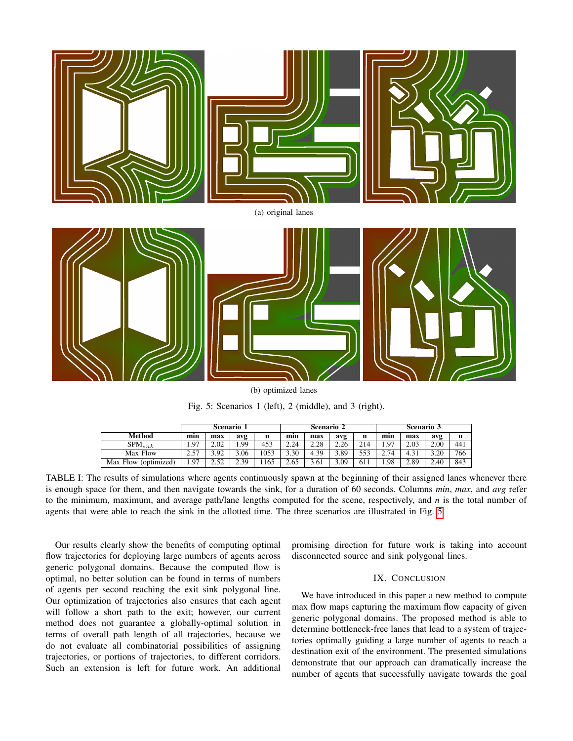(a) original lanes

(b) optimized lanes

Fig. 5: Scenarios 1 (left), 2 (middle), and 3 (right).

| | Scenario 1 | | | | Scenario 2 | | | | Scenario 3 | | | |
|---|---|---|---|---|---|---|---|---|---|---|---|---|
| **Method** | **min** | **max** | **avg** | **n** | **min** | **max** | **avg** | **n** | **min** | **max** | **avg** | **n** |
| $\text{SPM}_{snk}$ | 1.97 | 2.02 | 1.99 | 453 | 2.24 | 2.28 | 2.26 | 214 | 1.97 | 2.03 | 2.00 | 441 |
| Max Flow | 2.57 | 3.92 | 3.06 | 1053 | 3.30 | 4.39 | 3.89 | 553 | 2.74 | 4.31 | 3.20 | 766 |
| Max Flow (optimized) | 1.97 | 2.52 | 2.39 | 1165 | 2.65 | 3.61 | 3.09 | 611 | 1.98 | 2.89 | 2.40 | 843 |

TABLE I: The results of simulations where agents continuously spawn at the beginning of their assigned lanes whenever there is enough space for them, and then navigate towards the sink, for a duration of 60 seconds. Columns *min*, *max*, and *avg* refer to the minimum, maximum, and average path/lane lengths computed for the scene, respectively, and *n* is the total number of agents that were able to reach the sink in the allotted time. The three scenarios are illustrated in Fig. 5.

Our results clearly show the benefits of computing optimal flow trajectories for deploying large numbers of agents across generic polygonal domains. Because the computed flow is optimal, no better solution can be found in terms of numbers of agents per second reaching the exit sink polygonal line. Our optimization of trajectories also ensures that each agent will follow a short path to the exit; however, our current method does not guarantee a globally-optimal solution in terms of overall path length of all trajectories, because we do not evaluate all combinatorial possibilities of assigning trajectories, or portions of trajectories, to different corridors. Such an extension is left for future work. An additional promising direction for future work is taking into account disconnected source and sink polygonal lines.

## IX. Conclusion

We have introduced in this paper a new method to compute max flow maps capturing the maximum flow capacity of given generic polygonal domains. The proposed method is able to determine bottleneck-free lanes that lead to a system of trajectories optimally guiding a large number of agents to reach a destination exit of the environment. The presented simulations demonstrate that our approach can dramatically increase the number of agents that successfully navigate towards the goal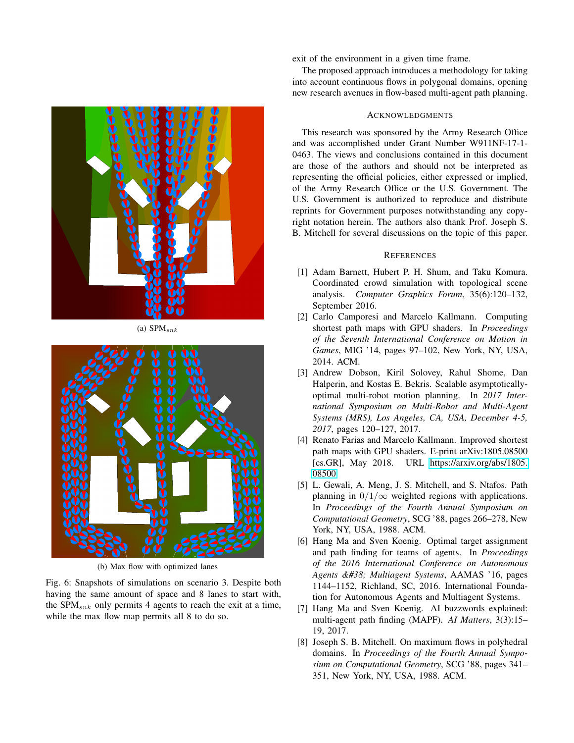(a) $\text{SPM}_{snk}$

(b) Max flow with optimized lanes

Fig. 6: Snapshots of simulations on scenario 3. Despite both having the same amount of space and 8 lanes to start with, the $\text{SPM}_{snk}$ only permits 4 agents to reach the exit at a time, while the max flow map permits all 8 to do so.

exit of the environment in a given time frame.

The proposed approach introduces a methodology for taking into account continuous flows in polygonal domains, opening new research avenues in flow-based multi-agent path planning.

## Acknowledgments

This research was sponsored by the Army Research Office and was accomplished under Grant Number W911NF-17-1-0463. The views and conclusions contained in this document are those of the authors and should not be interpreted as representing the official policies, either expressed or implied, of the Army Research Office or the U.S. Government. The U.S. Government is authorized to reproduce and distribute reprints for Government purposes notwithstanding any copyright notation herein. The authors also thank Prof. Joseph S. B. Mitchell for several discussions on the topic of this paper.

## References

[1] Adam Barnett, Hubert P. H. Shum, and Taku Komura. Coordinated crowd simulation with topological scene analysis. *Computer Graphics Forum*, 35(6):120–132, September 2016.

[2] Carlo Camporesi and Marcelo Kallmann. Computing shortest path maps with GPU shaders. In *Proceedings of the Seventh International Conference on Motion in Games*, MIG '14, pages 97–102, New York, NY, USA, 2014. ACM.

[3] Andrew Dobson, Kiril Solovey, Rahul Shome, Dan Halperin, and Kostas E. Bekris. Scalable asymptotically-optimal multi-robot motion planning. In *2017 International Symposium on Multi-Robot and Multi-Agent Systems (MRS), Los Angeles, CA, USA, December 4-5, 2017*, pages 120–127, 2017.

[4] Renato Farias and Marcelo Kallmann. Improved shortest path maps with GPU shaders. E-print arXiv:1805.08500 [cs.GR], May 2018. URL https://arxiv.org/abs/1805.08500.

[5] L. Gewali, A. Meng, J. S. Mitchell, and S. Ntafos. Path planning in $0/1/\infty$ weighted regions with applications. In *Proceedings of the Fourth Annual Symposium on Computational Geometry*, SCG '88, pages 266–278, New York, NY, USA, 1988. ACM.

[6] Hang Ma and Sven Koenig. Optimal target assignment and path finding for teams of agents. In *Proceedings of the 2016 International Conference on Autonomous Agents &#38; Multiagent Systems*, AAMAS '16, pages 1144–1152, Richland, SC, 2016. International Foundation for Autonomous Agents and Multiagent Systems.

[7] Hang Ma and Sven Koenig. AI buzzwords explained: multi-agent path finding (MAPF). *AI Matters*, 3(3):15–19, 2017.

[8] Joseph S. B. Mitchell. On maximum flows in polyhedral domains. In *Proceedings of the Fourth Annual Symposium on Computational Geometry*, SCG '88, pages 341–351, New York, NY, USA, 1988. ACM.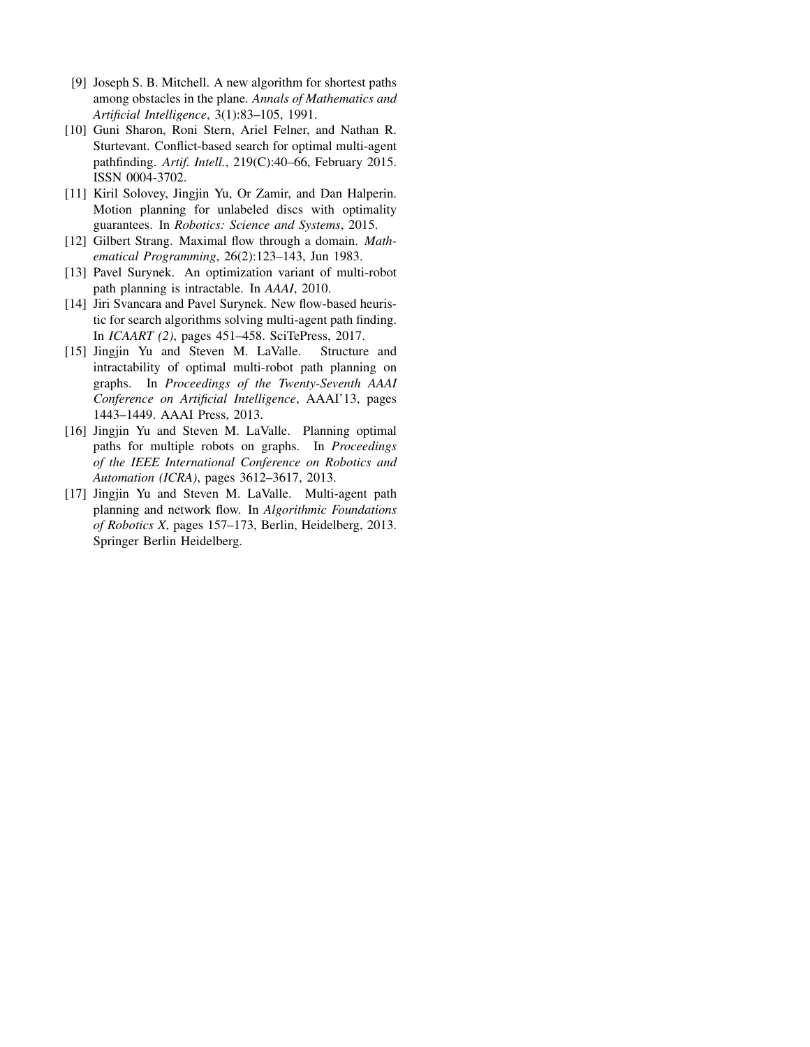[9] Joseph S. B. Mitchell. A new algorithm for shortest paths among obstacles in the plane. *Annals of Mathematics and Artificial Intelligence*, 3(1):83–105, 1991.

[10] Guni Sharon, Roni Stern, Ariel Felner, and Nathan R. Sturtevant. Conflict-based search for optimal multi-agent pathfinding. *Artif. Intell.*, 219(C):40–66, February 2015. ISSN 0004-3702.

[11] Kiril Solovey, Jingjin Yu, Or Zamir, and Dan Halperin. Motion planning for unlabeled discs with optimality guarantees. In *Robotics: Science and Systems*, 2015.

[12] Gilbert Strang. Maximal flow through a domain. *Mathematical Programming*, 26(2):123–143, Jun 1983.

[13] Pavel Surynek. An optimization variant of multi-robot path planning is intractable. In *AAAI*, 2010.

[14] Jiri Svancara and Pavel Surynek. New flow-based heuristic for search algorithms solving multi-agent path finding. In *ICAART (2)*, pages 451–458. SciTePress, 2017.

[15] Jingjin Yu and Steven M. LaValle. Structure and intractability of optimal multi-robot path planning on graphs. In *Proceedings of the Twenty-Seventh AAAI Conference on Artificial Intelligence*, AAAI'13, pages 1443–1449. AAAI Press, 2013.

[16] Jingjin Yu and Steven M. LaValle. Planning optimal paths for multiple robots on graphs. In *Proceedings of the IEEE International Conference on Robotics and Automation (ICRA)*, pages 3612–3617, 2013.

[17] Jingjin Yu and Steven M. LaValle. Multi-agent path planning and network flow. In *Algorithmic Foundations of Robotics X*, pages 157–173, Berlin, Heidelberg, 2013. Springer Berlin Heidelberg.